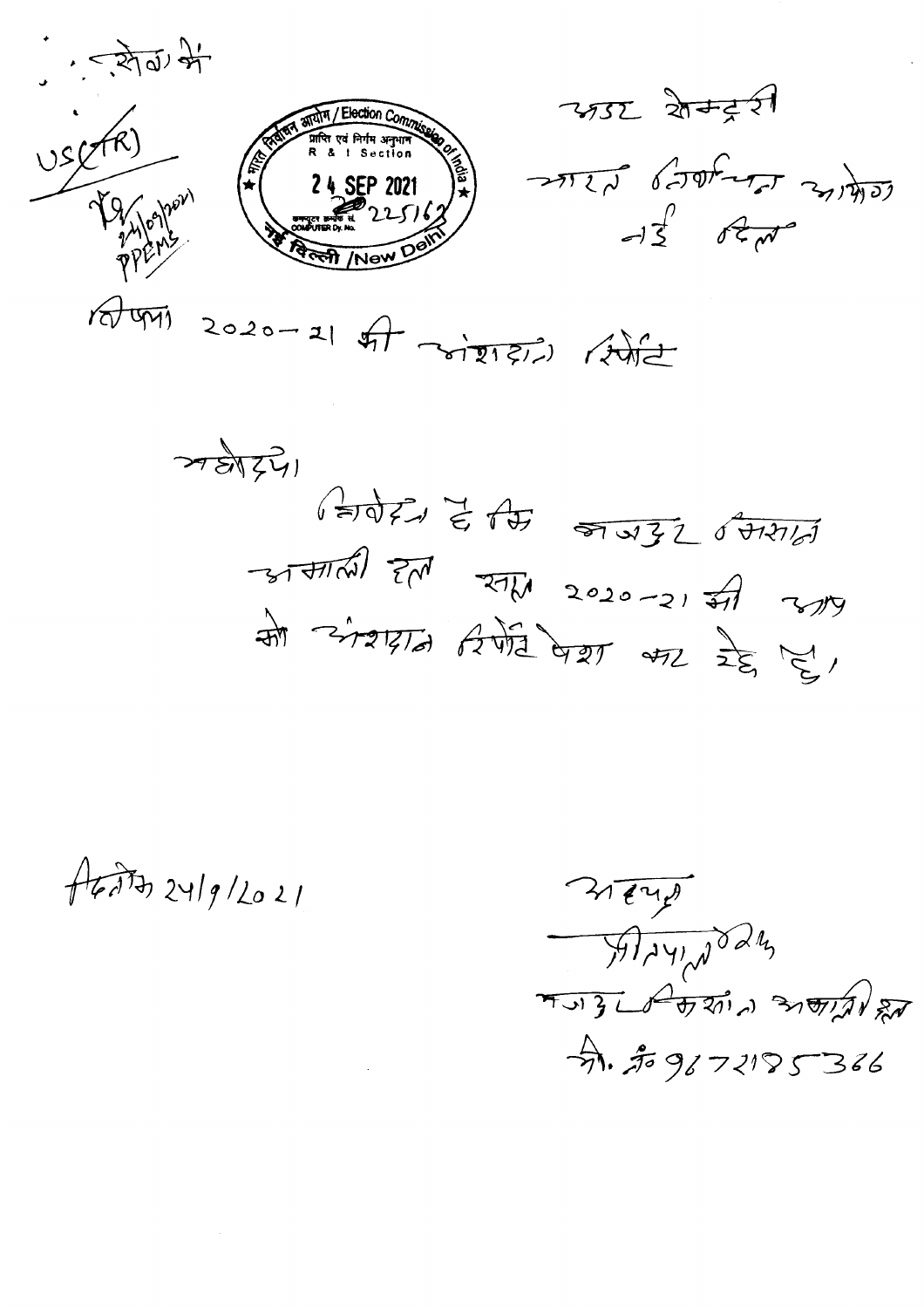सेवा में

US(TR)

24/09/2021
PPEMS

भारत निर्वाचन आयोग / Election Commission of India
प्राप्ति एवं निर्गम अनुभाग
R & I Section
24 SEP 2021
कम्प्यूटर डायरी सं. / COMPUTER Dy. No. 225162
नई दिल्ली / New Delhi

अवर सेक्रेटरी
भारत निर्वाचन आयोग
नई दिल्ली

विषय 2020-21 की अंशदान रिपोर्ट

महोदय,

निवेदन है कि मजदूर किसान आम आदमी दल साल 2020-21 की आप को अंशदान रिपोर्ट पेश कर रहे हैं।

दिनांक 24/9/2021

अध्यक्ष
प्रीतपाल सिंह
मजदूर किसान आम आदमी दल
मो. नं० 9872185366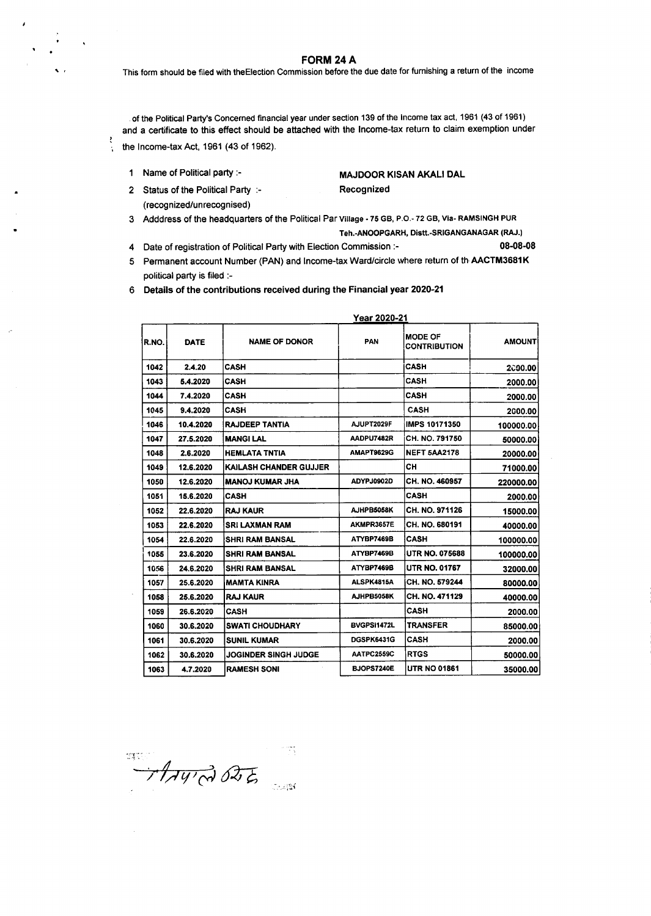# FORM 24 A

This form should be filed with theElection Commission before the due date for furnishing a return of the income

of the Political Party's Concerned financial year under section 139 of the Income tax act, 1961 (43 of 1961) and a certificate to this effect should be attached with the Income-tax return to claim exemption under the Income-tax Act, 1961 (43 of 1962).

1. Name of Political party :- **MAJDOOR KISAN AKALI DAL**
2. Status of the Political Party :- (recognized/unrecognised) Recognized
3. Adddress of the headquarters of the Political Par Village - 75 GB, P.O.- 72 GB, Via- RAMSINGH PUR Teh.-ANOOPGARH, Distt.-SRIGANGANAGAR (RAJ.)
4. Date of registration of Political Party with Election Commission :- **08-08-08**
5. Permanent account Number (PAN) and Income-tax Ward/circle where return of th political party is filed :- **AACTM3681K**
6. **Details of the contributions received during the Financial year 2020-21**

**Year 2020-21**

| R.NO. | DATE | NAME OF DONOR | PAN | MODE OF CONTRIBUTION | AMOUNT |
|---|---|---|---|---|---|
| 1042 | 2.4.20 | CASH | | CASH | 2000.00 |
| 1043 | 5.4.2020 | CASH | | CASH | 2000.00 |
| 1044 | 7.4.2020 | CASH | | CASH | 2000.00 |
| 1045 | 9.4.2020 | CASH | | CASH | 2000.00 |
| 1046 | 10.4.2020 | RAJDEEP TANTIA | AJUPT2029F | IMPS 10171350 | 100000.00 |
| 1047 | 27.5.2020 | MANGI LAL | AADPU7482R | CH. NO. 791750 | 50000.00 |
| 1048 | 2.6.2020 | HEMLATA TNTIA | AMAPT9629G | NEFT 5AA2178 | 20000.00 |
| 1049 | 12.6.2020 | KAILASH CHANDER GUJJER | | CH | 71000.00 |
| 1050 | 12.6.2020 | MANOJ KUMAR JHA | ADYPJ0902D | CH. NO. 460957 | 220000.00 |
| 1051 | 15.6.2020 | CASH | | CASH | 2000.00 |
| 1052 | 22.6.2020 | RAJ KAUR | AJHPB5058K | CH. NO. 971126 | 15000.00 |
| 1053 | 22.6.2020 | SRI LAXMAN RAM | AKMPR3657E | CH. NO. 680191 | 40000.00 |
| 1054 | 22.6.2020 | SHRI RAM BANSAL | ATYBP7469B | CASH | 100000.00 |
| 1055 | 23.6.2020 | SHRI RAM BANSAL | ATYBP7469B | UTR NO. 075688 | 100000.00 |
| 1056 | 24.6.2020 | SHRI RAM BANSAL | ATYBP7469B | UTR NO. 01767 | 32000.00 |
| 1057 | 25.6.2020 | MAMTA KINRA | ALSPK4815A | CH. NO. 579244 | 80000.00 |
| 1058 | 25.6.2020 | RAJ KAUR | AJHPB5058K | CH. NO. 471129 | 40000.00 |
| 1059 | 26.6.2020 | CASH | | CASH | 2000.00 |
| 1060 | 30.6.2020 | SWATI CHOUDHARY | BVGPS1472L | TRANSFER | 85000.00 |
| 1061 | 30.6.2020 | SUNIL KUMAR | DGSPK6431G | CASH | 2000.00 |
| 1062 | 30.6.2020 | JOGINDER SINGH JUDGE | AATPC2559C | RTGS | 50000.00 |
| 1063 | 4.7.2020 | RAMESH SONI | BJOPS7240E | UTR NO 01861 | 35000.00 |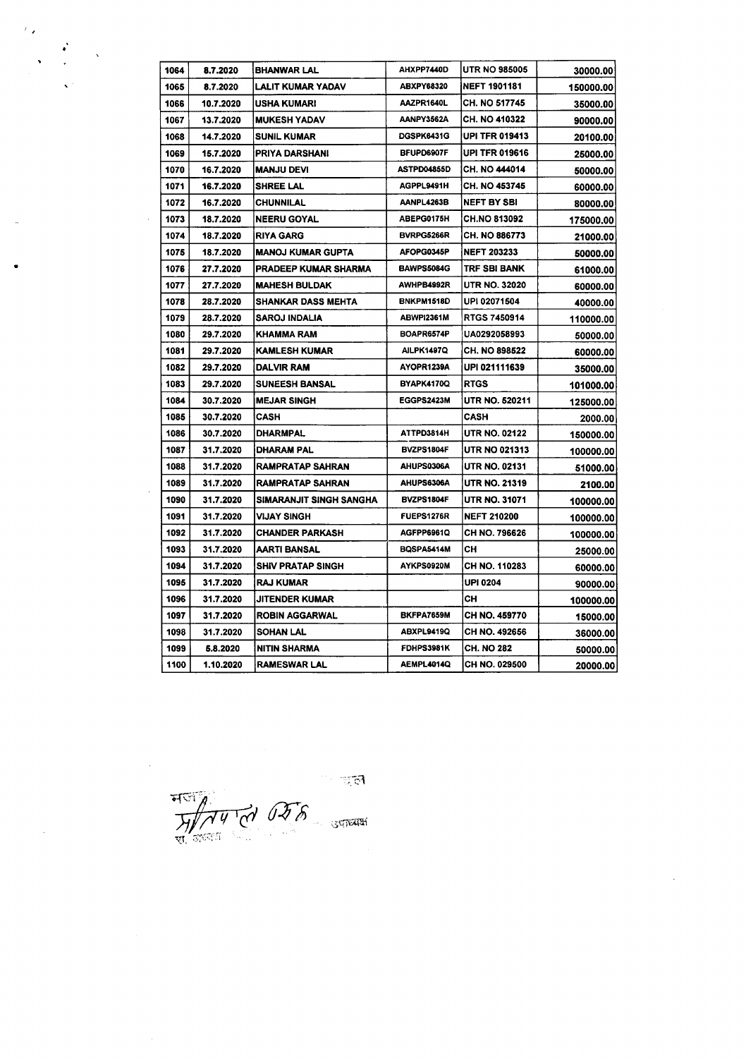| 1064 | 8.7.2020 | BHANWAR LAL | AHXPP7440D | UTR NO 985005 | 30000.00 |
|---|---|---|---|---|---|
| 1065 | 8.7.2020 | LALIT KUMAR YADAV | ABXPY68320 | NEFT 1901181 | 150000.00 |
| 1066 | 10.7.2020 | USHA KUMARI | AAZPR1640L | CH. NO 517745 | 35000.00 |
| 1067 | 13.7.2020 | MUKESH YADAV | AANPY3562A | CH. NO 410322 | 90000.00 |
| 1068 | 14.7.2020 | SUNIL KUMAR | DGSPK6431G | UPI TFR 019413 | 20100.00 |
| 1069 | 15.7.2020 | PRIYA DARSHANI | BFUPD6907F | UPI TFR 019616 | 25000.00 |
| 1070 | 16.7.2020 | MANJU DEVI | ASTPD04855D | CH. NO 444014 | 50000.00 |
| 1071 | 16.7.2020 | SHREE LAL | AGPPL9491H | CH. NO 453745 | 60000.00 |
| 1072 | 16.7.2020 | CHUNNILAL | AANPL4263B | NEFT BY SBI | 80000.00 |
| 1073 | 18.7.2020 | NEERU GOYAL | ABEPG0175H | CH.NO 813092 | 175000.00 |
| 1074 | 18.7.2020 | RIYA GARG | BVRPG5266R | CH. NO 886773 | 21000.00 |
| 1075 | 18.7.2020 | MANOJ KUMAR GUPTA | AFOPG0345P | NEFT 203233 | 50000.00 |
| 1076 | 27.7.2020 | PRADEEP KUMAR SHARMA | BAWPS5084G | TRF SBI BANK | 61000.00 |
| 1077 | 27.7.2020 | MAHESH BULDAK | AWHPB4992R | UTR NO. 32020 | 60000.00 |
| 1078 | 28.7.2020 | SHANKAR DASS MEHTA | BNKPM1518D | UPI 02071504 | 40000.00 |
| 1079 | 28.7.2020 | SAROJ INDALIA | ABWPI2361M | RTGS 7450914 | 110000.00 |
| 1080 | 29.7.2020 | KHAMMA RAM | BOAPR6574P | UA0292058993 | 50000.00 |
| 1081 | 29.7.2020 | KAMLESH KUMAR | AILPK1497Q | CH. NO 898522 | 60000.00 |
| 1082 | 29.7.2020 | DALVIR RAM | AYOPR1239A | UPI 021111639 | 35000.00 |
| 1083 | 29.7.2020 | SUNEESH BANSAL | BYAPK4170Q | RTGS | 101000.00 |
| 1084 | 30.7.2020 | MEJAR SINGH | EGGPS2423M | UTR NO. 520211 | 125000.00 |
| 1085 | 30.7.2020 | CASH | | CASH | 2000.00 |
| 1086 | 30.7.2020 | DHARMPAL | ATTPD3814H | UTR NO. 02122 | 150000.00 |
| 1087 | 31.7.2020 | DHARAM PAL | BVZPS1804F | UTR NO 021313 | 100000.00 |
| 1088 | 31.7.2020 | RAMPRATAP SAHRAN | AHUPS0306A | UTR NO. 02131 | 51000.00 |
| 1089 | 31.7.2020 | RAMPRATAP SAHRAN | AHUPS6306A | UTR NO. 21319 | 2100.00 |
| 1090 | 31.7.2020 | SIMARANJIT SINGH SANGHA | BVZPS1804F | UTR NO. 31071 | 100000.00 |
| 1091 | 31.7.2020 | VIJAY SINGH | FUEPS1276R | NEFT 210200 | 100000.00 |
| 1092 | 31.7.2020 | CHANDER PARKASH | AGFPP6961Q | CH NO. 796626 | 100000.00 |
| 1093 | 31.7.2020 | AARTI BANSAL | BQSPA5414M | CH | 25000.00 |
| 1094 | 31.7.2020 | SHIV PRATAP SINGH | AYKPS0920M | CH NO. 110283 | 60000.00 |
| 1095 | 31.7.2020 | RAJ KUMAR | | UPI 0204 | 90000.00 |
| 1096 | 31.7.2020 | JITENDER KUMAR | | CH | 100000.00 |
| 1097 | 31.7.2020 | ROBIN AGGARWAL | BKFPA7659M | CH NO. 459770 | 15000.00 |
| 1098 | 31.7.2020 | SOHAN LAL | ABXPL9419Q | CH NO. 492656 | 36000.00 |
| 1099 | 5.8.2020 | NITIN SHARMA | FDHPS3981K | CH. NO 282 | 50000.00 |
| 1100 | 1.10.2020 | RAMESWAR LAL | AEMPL4014Q | CH NO. 029500 | 20000.00 |

उपाध्यक्ष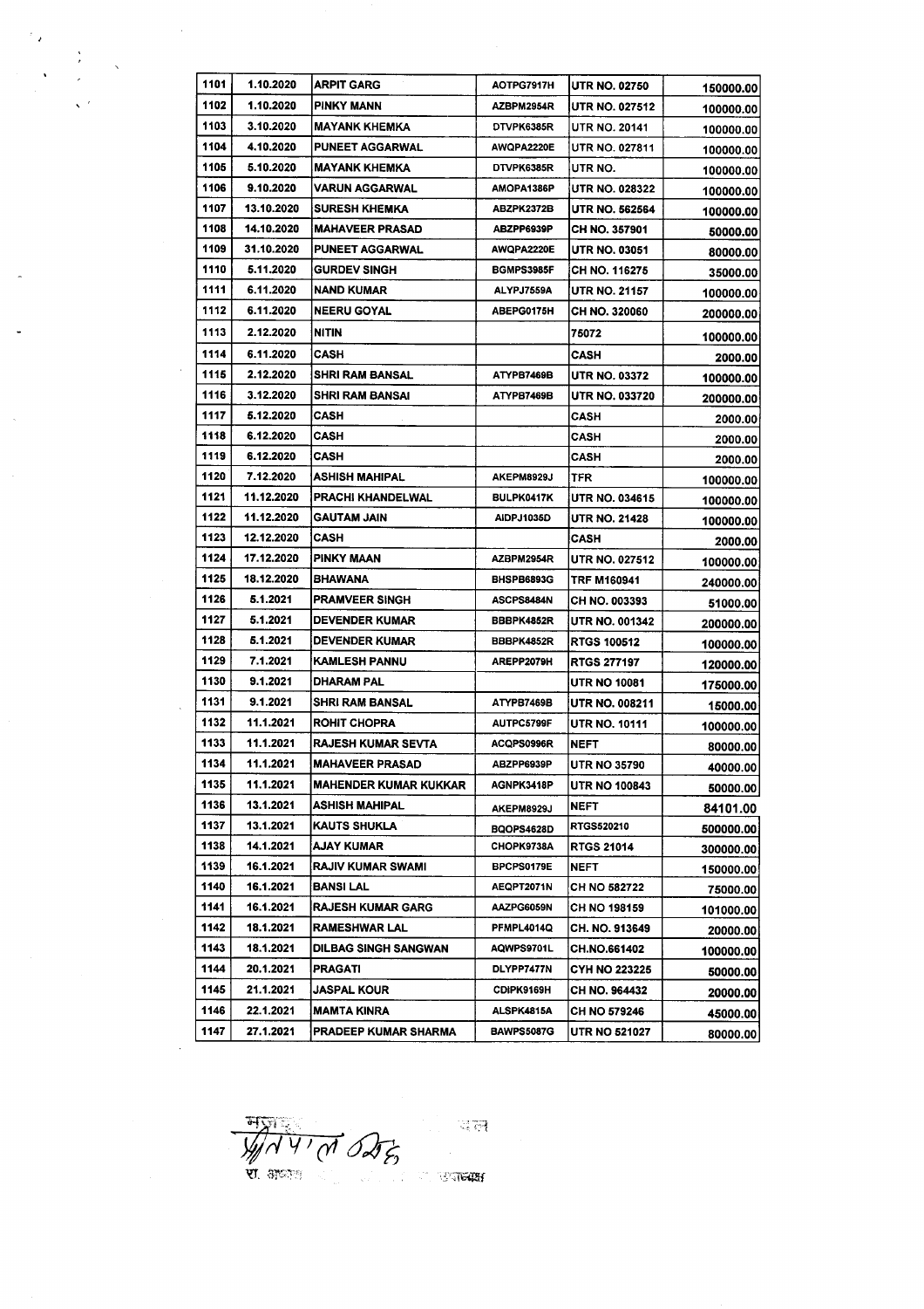| 1101 | 1.10.2020 | ARPIT GARG | AOTPG7917H | UTR NO. 02750 | 150000.00 |
|---|---|---|---|---|---|
| 1102 | 1.10.2020 | PINKY MANN | AZBPM2954R | UTR NO. 027512 | 100000.00 |
| 1103 | 3.10.2020 | MAYANK KHEMKA | DTVPK6385R | UTR NO. 20141 | 100000.00 |
| 1104 | 4.10.2020 | PUNEET AGGARWAL | AWQPA2220E | UTR NO. 027811 | 100000.00 |
| 1105 | 5.10.2020 | MAYANK KHEMKA | DTVPK6385R | UTR NO. | 100000.00 |
| 1106 | 9.10.2020 | VARUN AGGARWAL | AMOPA1386P | UTR NO. 028322 | 100000.00 |
| 1107 | 13.10.2020 | SURESH KHEMKA | ABZPK2372B | UTR NO. 562564 | 100000.00 |
| 1108 | 14.10.2020 | MAHAVEER PRASAD | ABZPP6939P | CH NO. 357901 | 50000.00 |
| 1109 | 31.10.2020 | PUNEET AGGARWAL | AWQPA2220E | UTR NO. 03051 | 80000.00 |
| 1110 | 5.11.2020 | GURDEV SINGH | BGMPS3985F | CH NO. 116275 | 35000.00 |
| 1111 | 6.11.2020 | NAND KUMAR | ALYPJ7559A | UTR NO. 21157 | 100000.00 |
| 1112 | 6.11.2020 | NEERU GOYAL | ABEPG0175H | CH NO. 320060 | 200000.00 |
| 1113 | 2.12.2020 | NITIN | | 75072 | 100000.00 |
| 1114 | 6.11.2020 | CASH | | CASH | 2000.00 |
| 1115 | 2.12.2020 | SHRI RAM BANSAL | ATYPB7469B | UTR NO. 03372 | 100000.00 |
| 1116 | 3.12.2020 | SHRI RAM BANSAI | ATYPB7469B | UTR NO. 033720 | 200000.00 |
| 1117 | 5.12.2020 | CASH | | CASH | 2000.00 |
| 1118 | 6.12.2020 | CASH | | CASH | 2000.00 |
| 1119 | 6.12.2020 | CASH | | CASH | 2000.00 |
| 1120 | 7.12.2020 | ASHISH MAHIPAL | AKEPM8929J | TFR | 100000.00 |
| 1121 | 11.12.2020 | PRACHI KHANDELWAL | BULPK0417K | UTR NO. 034615 | 100000.00 |
| 1122 | 11.12.2020 | GAUTAM JAIN | AIDPJ1035D | UTR NO. 21428 | 100000.00 |
| 1123 | 12.12.2020 | CASH | | CASH | 2000.00 |
| 1124 | 17.12.2020 | PINKY MAAN | AZBPM2954R | UTR NO. 027512 | 100000.00 |
| 1125 | 18.12.2020 | BHAWANA | BHSPB6893G | TRF M160941 | 240000.00 |
| 1126 | 5.1.2021 | PRAMVEER SINGH | ASCPS8484N | CH NO. 003393 | 51000.00 |
| 1127 | 5.1.2021 | DEVENDER KUMAR | BBBPK4852R | UTR NO. 001342 | 200000.00 |
| 1128 | 5.1.2021 | DEVENDER KUMAR | BBBPK4852R | RTGS 100512 | 100000.00 |
| 1129 | 7.1.2021 | KAMLESH PANNU | AREPP2079H | RTGS 277197 | 120000.00 |
| 1130 | 9.1.2021 | DHARAM PAL | | UTR NO 10081 | 175000.00 |
| 1131 | 9.1.2021 | SHRI RAM BANSAL | ATYPB7469B | UTR NO. 008211 | 15000.00 |
| 1132 | 11.1.2021 | ROHIT CHOPRA | AUTPC5799F | UTR NO. 10111 | 100000.00 |
| 1133 | 11.1.2021 | RAJESH KUMAR SEVTA | ACQPS0996R | NEFT | 80000.00 |
| 1134 | 11.1.2021 | MAHAVEER PRASAD | ABZPP6939P | UTR NO 35790 | 40000.00 |
| 1135 | 11.1.2021 | MAHENDER KUMAR KUKKAR | AGNPK3418P | UTR NO 100843 | 50000.00 |
| 1136 | 13.1.2021 | ASHISH MAHIPAL | AKEPM8929J | NEFT | 84101.00 |
| 1137 | 13.1.2021 | KAUTS SHUKLA | BQOPS4628D | RTGS520210 | 500000.00 |
| 1138 | 14.1.2021 | AJAY KUMAR | CHOPK9738A | RTGS 21014 | 300000.00 |
| 1139 | 16.1.2021 | RAJIV KUMAR SWAMI | BPCPS0179E | NEFT | 150000.00 |
| 1140 | 16.1.2021 | BANSI LAL | AEQPT2071N | CH NO 582722 | 75000.00 |
| 1141 | 16.1.2021 | RAJESH KUMAR GARG | AAZPG6059N | CH NO 198159 | 101000.00 |
| 1142 | 18.1.2021 | RAMESHWAR LAL | PFMPL4014Q | CH. NO. 913649 | 20000.00 |
| 1143 | 18.1.2021 | DILBAG SINGH SANGWAN | AQWPS9701L | CH.NO.661402 | 100000.00 |
| 1144 | 20.1.2021 | PRAGATI | DLYPP7477N | CYH NO 223225 | 50000.00 |
| 1145 | 21.1.2021 | JASPAL KOUR | CDIPK9169H | CH NO. 964432 | 20000.00 |
| 1146 | 22.1.2021 | MAMTA KINRA | ALSPK4815A | CH NO 579246 | 45000.00 |
| 1147 | 27.1.2021 | PRADEEP KUMAR SHARMA | BAWPS5087G | UTR NO 521027 | 80000.00 |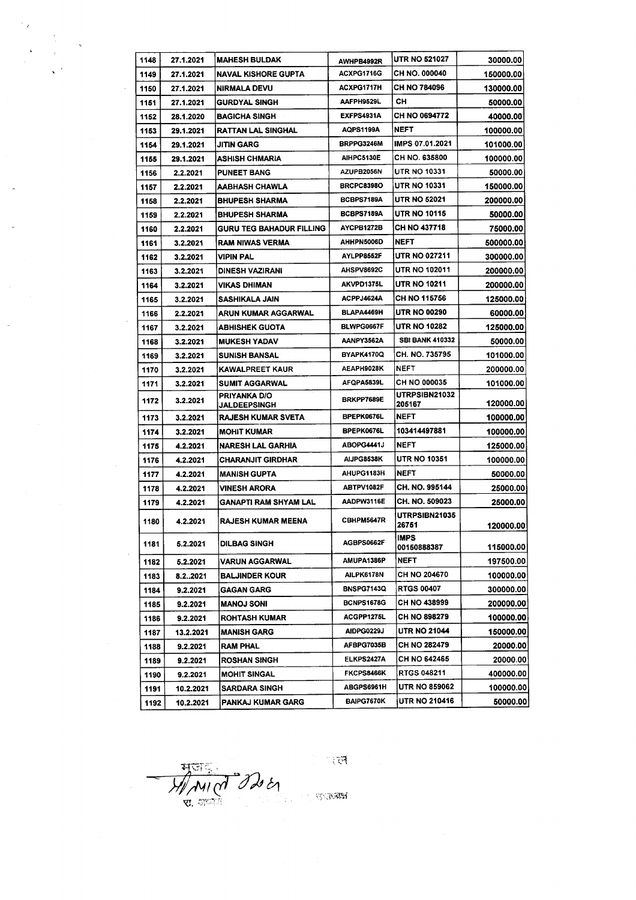| 1148 | 27.1.2021 | MAHESH BULDAK | AWHPB4992R | UTR NO 521027 | 30000.00 |
|---|---|---|---|---|---|
| 1149 | 27.1.2021 | NAVAL KISHORE GUPTA | ACXPG1716G | CH NO. 000040 | 150000.00 |
| 1150 | 27.1.2021 | NIRMALA DEVU | ACXPG1717H | CH NO 784096 | 130000.00 |
| 1151 | 27.1.2021 | GURDYAL SINGH | AAFPH9529L | CH | 50000.00 |
| 1152 | 28.1.2020 | BAGICHA SINGH | EXFPS4931A | CH NO 0694772 | 40000.00 |
| 1153 | 29.1.2021 | RATTAN LAL SINGHAL | AQPS1199A | NEFT | 100000.00 |
| 1154 | 29.1.2021 | JITIN GARG | BRPPG3246M | IMPS 07.01.2021 | 101000.00 |
| 1155 | 29.1.2021 | ASHISH CHMARIA | AIHPC5130E | CH NO. 635800 | 100000.00 |
| 1156 | 2.2.2021 | PUNEET BANG | AZUPB2056N | UTR NO 10331 | 50000.00 |
| 1157 | 2.2.2021 | AABHASH CHAWLA | BRCPC8398O | UTR NO 10331 | 150000.00 |
| 1158 | 2.2.2021 | BHUPESH SHARMA | BCBPS7189A | UTR NO 52021 | 200000.00 |
| 1159 | 2.2.2021 | BHUPESH SHARMA | BCBPS7189A | UTR NO 10115 | 50000.00 |
| 1160 | 2.2.2021 | GURU TEG BAHADUR FILLING | AYCPB1272B | CH NO 437718 | 75000.00 |
| 1161 | 3.2.2021 | RAM NIWAS VERMA | AHHPN5006D | NEFT | 500000.00 |
| 1162 | 3.2.2021 | VIPIN PAL | AYLPP8552F | UTR NO 027211 | 300000.00 |
| 1163 | 3.2.2021 | DINESH VAZIRANI | AHSPV8692C | UTR NO 102011 | 200000.00 |
| 1164 | 3.2.2021 | VIKAS DHIMAN | AKVPD1375L | UTR NO 10211 | 200000.00 |
| 1165 | 3.2.2021 | SASHIKALA JAIN | ACPPJ4624A | CH NO 115756 | 125000.00 |
| 1166 | 2.2.2021 | ARUN KUMAR AGGARWAL | BLAPA4469H | UTR NO 00290 | 60000.00 |
| 1167 | 3.2.2021 | ABHISHEK GUOTA | BLWPG0667F | UTR NO 10282 | 125000.00 |
| 1168 | 3.2.2021 | MUKESH YADAV | AANPY3562A | SBI BANK 410332 | 50000.00 |
| 1169 | 3.2.2021 | SUNISH BANSAL | BYAPK4170Q | CH. NO. 735795 | 101000.00 |
| 1170 | 3.2.2021 | KAWALPREET KAUR | AEAPH9028K | NEFT | 200000.00 |
| 1171 | 3.2.2021 | SUMIT AGGARWAL | AFQPA5839L | CH NO 000035 | 101000.00 |
| 1172 | 3.2.2021 | PRIYANKA D/O JALDEEPSINGH | BRKPP7689E | UTRPSIBN21032 205167 | 120000.00 |
| 1173 | 3.2.2021 | RAJESH KUMAR SVETA | BPEPK0676L | NEFT | 100000.00 |
| 1174 | 3.2.2021 | MOHIT KUMAR | BPEPK0676L | 103414497881 | 100000.00 |
| 1175 | 4.2.2021 | NARESH LAL GARHIA | ABOPG4441J | NEFT | 125000.00 |
| 1176 | 4.2.2021 | CHARANJIT GIRDHAR | AIJPG8538K | UTR NO 10351 | 100000.00 |
| 1177 | 4.2.2021 | MANISH GUPTA | AHUPG1183H | NEFT | 50000.00 |
| 1178 | 4.2.2021 | VINESH ARORA | ABTPV1082F | CH. NO. 995144 | 25000.00 |
| 1179 | 4.2.2021 | GANAPTI RAM SHYAM LAL | AADPW3116E | CH. NO. 509023 | 25000.00 |
| 1180 | 4.2.2021 | RAJESH KUMAR MEENA | CBHPM5647R | UTRPSIBN21035 26751 | 120000.00 |
| 1181 | 5.2.2021 | DILBAG SINGH | AGBPS0662F | IMPS 00150888387 | 115000.00 |
| 1182 | 5.2.2021 | VARUN AGGARWAL | AMUPA1386P | NEFT | 197500.00 |
| 1183 | 8.2..2021 | BALJINDER KOUR | AILPK6178N | CH NO 204670 | 100000.00 |
| 1184 | 9.2.2021 | GAGAN GARG | BNSPG7143Q | RTGS 00407 | 300000.00 |
| 1185 | 9.2.2021 | MANOJ SONI | BCNPS1678G | CH NO 438999 | 200000.00 |
| 1186 | 9.2.2021 | ROHTASH KUMAR | ACGPP1275L | CH NO 898279 | 100000.00 |
| 1187 | 13.2.2021 | MANISH GARG | AIDPG0229J | UTR NO 21044 | 150000.00 |
| 1188 | 9.2.2021 | RAM PHAL | AFBPG7035B | CH NO 282479 | 20000.00 |
| 1189 | 9.2.2021 | ROSHAN SINGH | ELKPS2427A | CH NO 642465 | 20000.00 |
| 1190 | 9.2.2021 | MOHIT SINGAL | FKCPS8466K | RTGS 048211 | 400000.00 |
| 1191 | 10.2.2021 | SARDARA SINGH | ABGPS6961H | UTR NO 859062 | 100000.00 |
| 1192 | 10.2.2021 | PANKAJ KUMAR GARG | BAIPG7670K | UTR NO 210416 | 50000.00 |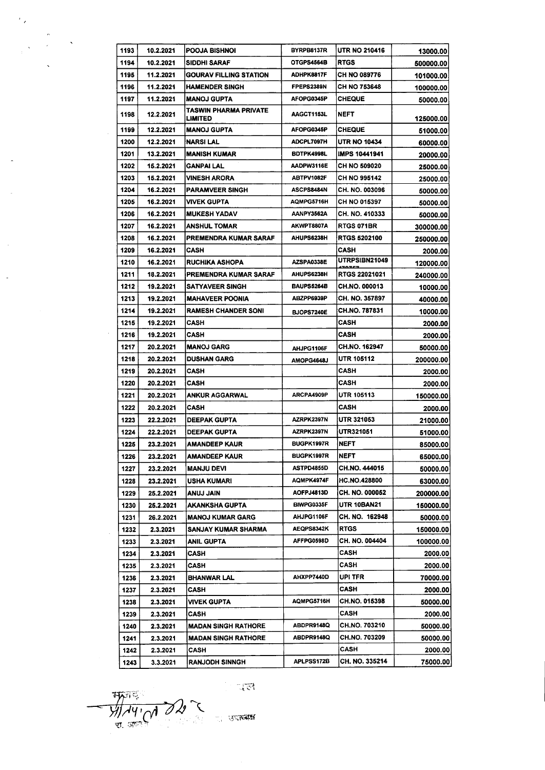| 1193 | 10.2.2021 | POOJA BISHNOI | BYRPB8137R | UTR NO 210416 | 13000.00 |
|---|---|---|---|---|---|
| 1194 | 10.2.2021 | SIDDHI SARAF | OTGPS4564B | RTGS | 500000.00 |
| 1195 | 11.2.2021 | GOURAV FILLING STATION | ADHPK8817F | CH NO 089776 | 101000.00 |
| 1196 | 11.2.2021 | HAMENDER SINGH | FPEPS2389N | CH NO 753648 | 100000.00 |
| 1197 | 11.2.2021 | MANOJ GUPTA | AFOPG0345P | CHEQUE | 50000.00 |
| 1198 | 12.2.2021 | TASWIN PHARMA PRIVATE LIMITED | AAGCT1153L | NEFT | 125000.00 |
| 1199 | 12.2.2021 | MANOJ GUPTA | AFOPG0345P | CHEQUE | 51000.00 |
| 1200 | 12.2.2021 | NARSI LAL | ADCPL7097H | UTR NO 10434 | 60000.00 |
| 1201 | 13.2.2021 | MANISH KUMAR | BDTPK4998L | IMPS 10441941 | 20000.00 |
| 1202 | 15.2.2021 | GANPAI LAL | AADPW3116E | CH NO 509020 | 25000.00 |
| 1203 | 15.2.2021 | VINESH ARORA | ABTPV1082F | CH NO 995142 | 25000.00 |
| 1204 | 16.2.2021 | PARAMVEER SINGH | ASCPS8484N | CH. NO. 003096 | 50000.00 |
| 1205 | 16.2.2021 | VIVEK GUPTA | AQMPG5716H | CH NO 015397 | 50000.00 |
| 1206 | 16.2.2021 | MUKESH YADAV | AANPY3562A | CH. NO. 410333 | 50000.00 |
| 1207 | 16.2.2021 | ANSHUL TOMAR | AKWPT8807A | RTGS 071BR | 300000.00 |
| 1208 | 16.2.2021 | PREMENDRA KUMAR SARAF | AHUPS6238H | RTGS 5202100 | 250000.00 |
| 1209 | 16.2.2021 | CASH | | CASH | 2000.00 |
| 1210 | 16.2.2021 | RUCHIKA ASHOPA | AZSPA0338E | UTRPSIBN21049 | 120000.00 |
| 1211 | 18.2.2021 | PREMENDRA KUMAR SARAF | AHUPS6238H | RTGS 22021021 | 240000.00 |
| 1212 | 19.2.2021 | SATYAVEER SINGH | BAUPS5264B | CH.NO. 000013 | 10000.00 |
| 1213 | 19.2.2021 | MAHAVEER POONIA | ABZPP6939P | CH. NO. 357897 | 40000.00 |
| 1214 | 19.2.2021 | RAMESH CHANDER SONI | BJOPS7240E | CH.NO. 787831 | 10000.00 |
| 1215 | 19.2.2021 | CASH | | CASH | 2000.00 |
| 1216 | 19.2.2021 | CASH | | CASH | 2000.00 |
| 1217 | 20.2.2021 | MANOJ GARG | AHJPG1106F | CH.NO. 162947 | 50000.00 |
| 1218 | 20.2.2021 | DUSHAN GARG | AMOPG4648J | UTR 105112 | 200000.00 |
| 1219 | 20.2.2021 | CASH | | CASH | 2000.00 |
| 1220 | 20.2.2021 | CASH | | CASH | 2000.00 |
| 1221 | 20.2.2021 | ANKUR AGGARWAL | ARCPA4909P | UTR 105113 | 150000.00 |
| 1222 | 20.2.2021 | CASH | | CASH | 2000.00 |
| 1223 | 22.2.2021 | DEEPAK GUPTA | AZRPK2397N | UTR 321053 | 21000.00 |
| 1224 | 22.2.2021 | DEEPAK GUPTA | AZRPK2397N | UTR321051 | 51000.00 |
| 1225 | 23.2.2021 | AMANDEEP KAUR | BUGPK1997R | NEFT | 85000.00 |
| 1226 | 23.2.2021 | AMANDEEP KAUR | BUGPK1997R | NEFT | 65000.00 |
| 1227 | 23.2.2021 | MANJU DEVI | ASTPD4855D | CH.NO. 444015 | 50000.00 |
| 1228 | 23.2.2021 | USHA KUMARI | AQMPK4974F | HC.NO.428800 | 63000.00 |
| 1229 | 25.2.2021 | ANUJ JAIN | AOFPJ4813D | CH. NO. 000052 | 200000.00 |
| 1230 | 25.2.2021 | AKANKSHA GUPTA | BIWPG0335F | UTR 10BAN21 | 150000.00 |
| 1231 | 26.2.2021 | MANOJ KUMAR GARG | AHJPG1106F | CH. NO. 162948 | 50000.00 |
| 1232 | 2.3.2021 | SANJAY KUMAR SHARMA | AEQPS8342K | RTGS | 150000.00 |
| 1233 | 2.3.2021 | ANIL GUPTA | AFFPG0598D | CH. NO. 004404 | 100000.00 |
| 1234 | 2.3.2021 | CASH | | CASH | 2000.00 |
| 1235 | 2.3.2021 | CASH | | CASH | 2000.00 |
| 1236 | 2.3.2021 | BHANWAR LAL | AHXPP7440D | UPI TFR | 70000.00 |
| 1237 | 2.3.2021 | CASH | | CASH | 2000.00 |
| 1238 | 2.3.2021 | VIVEK GUPTA | AQMPG5716H | CH.NO. 015398 | 50000.00 |
| 1239 | 2.3.2021 | CASH | | CASH | 2000.00 |
| 1240 | 2.3.2021 | MADAN SINGH RATHORE | ABDPR9148Q | CH.NO. 703210 | 50000.00 |
| 1241 | 2.3.2021 | MADAN SINGH RATHORE | ABDPR9148Q | CH.NO. 703209 | 50000.00 |
| 1242 | 2.3.2021 | CASH | | CASH | 2000.00 |
| 1243 | 3.3.2021 | RANJODH SINNGH | APLPSS172B | CH. NO. 335214 | 75000.00 |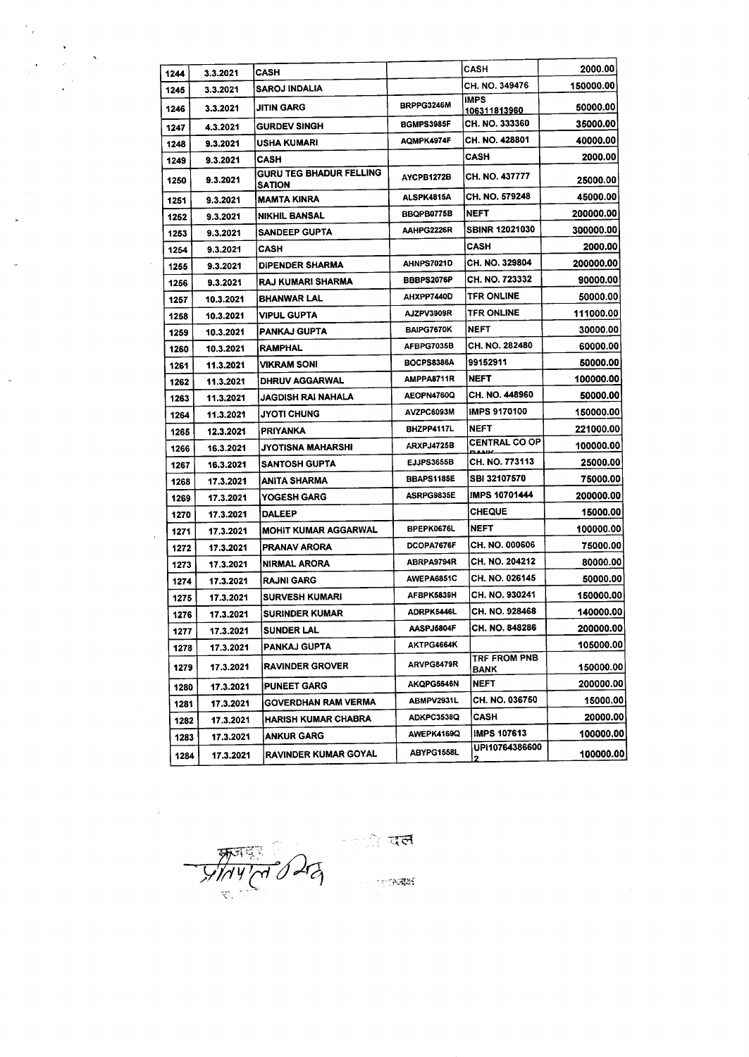| | | | | | |
|---|---|---|---|---|---|
| 1244 | 3.3.2021 | CASH | | CASH | 2000.00 |
| 1245 | 3.3.2021 | SAROJ INDALIA | | CH. NO. 349476 | 150000.00 |
| 1246 | 3.3.2021 | JITIN GARG | BRPPG3246M | IMPS 106311813960 | 50000.00 |
| 1247 | 4.3.2021 | GURDEV SINGH | BGMPS3985F | CH. NO. 333360 | 35000.00 |
| 1248 | 9.3.2021 | USHA KUMARI | AQMPK4974F | CH. NO. 428801 | 40000.00 |
| 1249 | 9.3.2021 | CASH | | CASH | 2000.00 |
| 1250 | 9.3.2021 | GURU TEG BHADUR FELLING SATION | AYCPB1272B | CH. NO. 437777 | 25000.00 |
| 1251 | 9.3.2021 | MAMTA KINRA | ALSPK4815A | CH. NO. 579248 | 45000.00 |
| 1252 | 9.3.2021 | NIKHIL BANSAL | BBQPB0775B | NEFT | 200000.00 |
| 1253 | 9.3.2021 | SANDEEP GUPTA | AAHPG2226R | SBINR 12021030 | 300000.00 |
| 1254 | 9.3.2021 | CASH | | CASH | 2000.00 |
| 1255 | 9.3.2021 | DIPENDER SHARMA | AHNPS7021D | CH. NO. 329804 | 200000.00 |
| 1256 | 9.3.2021 | RAJ KUMARI SHARMA | BBBPS2076P | CH. NO. 723332 | 90000.00 |
| 1257 | 10.3.2021 | BHANWAR LAL | AHXPP7440D | TFR ONLINE | 50000.00 |
| 1258 | 10.3.2021 | VIPUL GUPTA | AJZPV3909R | TFR ONLINE | 111000.00 |
| 1259 | 10.3.2021 | PANKAJ GUPTA | BAIPG7670K | NEFT | 30000.00 |
| 1260 | 10.3.2021 | RAMPHAL | AFBPG7035B | CH. NO. 282480 | 60000.00 |
| 1261 | 11.3.2021 | VIKRAM SONI | BOCPS8386A | 99152911 | 50000.00 |
| 1262 | 11.3.2021 | DHRUV AGGARWAL | AMPPA8711R | NEFT | 100000.00 |
| 1263 | 11.3.2021 | JAGDISH RAI NAHALA | AEOPN4760Q | CH. NO. 448960 | 50000.00 |
| 1264 | 11.3.2021 | JYOTI CHUNG | AVZPC6093M | IMPS 9170100 | 150000.00 |
| 1265 | 12.3.2021 | PRIYANKA | BHZPP4117L | NEFT | 221000.00 |
| 1266 | 16.3.2021 | JYOTISNA MAHARSHI | ARXPJ4725B | CENTRAL CO OP BANK | 100000.00 |
| 1267 | 16.3.2021 | SANTOSH GUPTA | EJJPS3655B | CH. NO. 773113 | 25000.00 |
| 1268 | 17.3.2021 | ANITA SHARMA | BBAPS1185E | SBI 32107570 | 75000.00 |
| 1269 | 17.3.2021 | YOGESH GARG | ASRPG9835E | IMPS 10701444 | 200000.00 |
| 1270 | 17.3.2021 | DALEEP | | CHEQUE | 15000.00 |
| 1271 | 17.3.2021 | MOHIT KUMAR AGGARWAL | BPEPK0676L | NEFT | 100000.00 |
| 1272 | 17.3.2021 | PRANAV ARORA | DCOPA7676F | CH. NO. 000606 | 75000.00 |
| 1273 | 17.3.2021 | NIRMAL ARORA | ABRPA9794R | CH. NO. 204212 | 80000.00 |
| 1274 | 17.3.2021 | RAJNI GARG | AWEPA6851C | CH. NO. 026145 | 50000.00 |
| 1275 | 17.3.2021 | SURVESH KUMARI | AFBPK5839H | CH. NO. 930241 | 150000.00 |
| 1276 | 17.3.2021 | SURINDER KUMAR | ADRPK5446L | CH. NO. 928468 | 140000.00 |
| 1277 | 17.3.2021 | SUNDER LAL | AASPJ5804F | CH. NO. 848286 | 200000.00 |
| 1278 | 17.3.2021 | PANKAJ GUPTA | AKTPG4664K | | 105000.00 |
| 1279 | 17.3.2021 | RAVINDER GROVER | ARVPG8479R | TRF FROM PNB BANK | 150000.00 |
| 1280 | 17.3.2021 | PUNEET GARG | AKQPG5646N | NEFT | 200000.00 |
| 1281 | 17.3.2021 | GOVERDHAN RAM VERMA | ABMPV2931L | CH. NO. 036750 | 15000.00 |
| 1282 | 17.3.2021 | HARISH KUMAR CHABRA | ADKPC3538Q | CASH | 20000.00 |
| 1283 | 17.3.2021 | ANKUR GARG | AWEPK4169Q | IMPS 107613 | 100000.00 |
| 1284 | 17.3.2021 | RAVINDER KUMAR GOYAL | ABYPG1558L | UPI107643866002 | 100000.00 |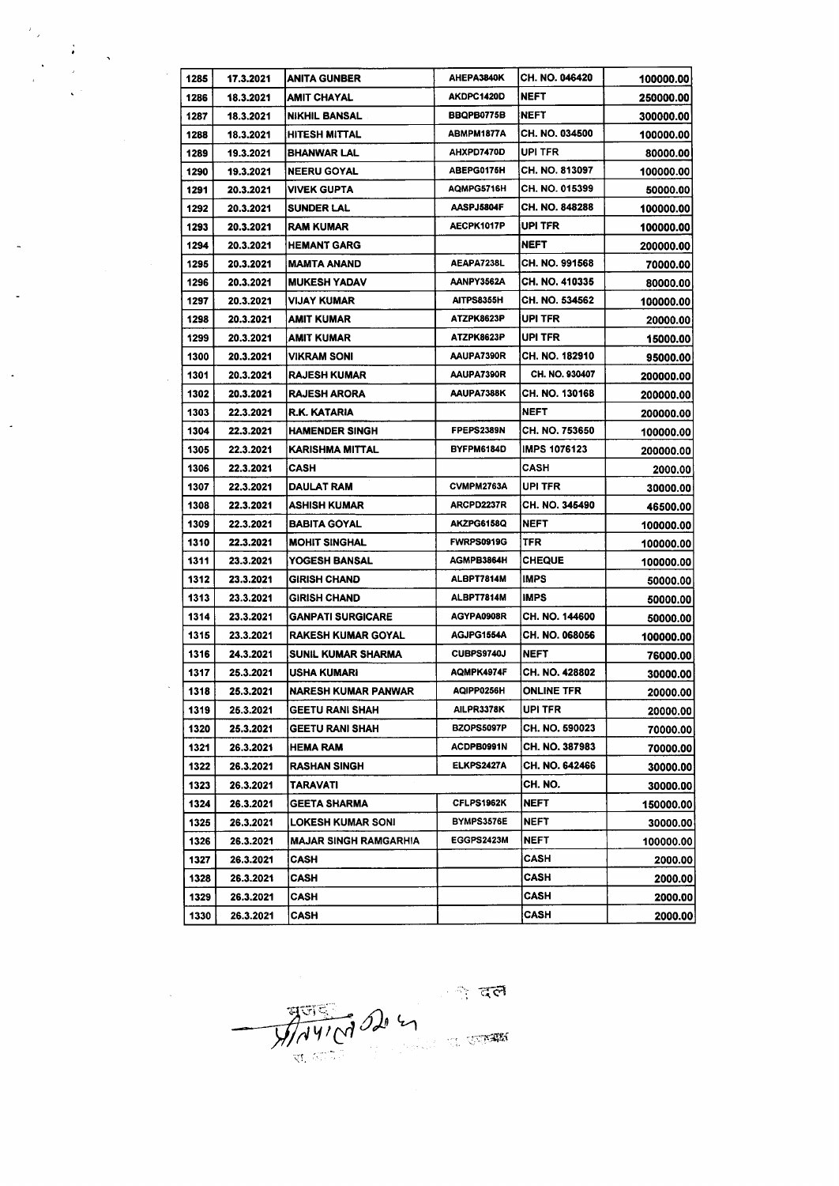| 1285 | 17.3.2021 | ANITA GUNBER | AHEPA3840K | CH. NO. 046420 | 100000.00 |
|---|---|---|---|---|---|
| 1286 | 18.3.2021 | AMIT CHAYAL | AKDPC1420D | NEFT | 250000.00 |
| 1287 | 18.3.2021 | NIKHIL BANSAL | BBQPB0775B | NEFT | 300000.00 |
| 1288 | 18.3.2021 | HITESH MITTAL | ABMPM1877A | CH. NO. 034500 | 100000.00 |
| 1289 | 19.3.2021 | BHANWAR LAL | AHXPD7470D | UPI TFR | 80000.00 |
| 1290 | 19.3.2021 | NEERU GOYAL | ABEPG0175H | CH. NO. 813097 | 100000.00 |
| 1291 | 20.3.2021 | VIVEK GUPTA | AQMPG5716H | CH. NO. 015399 | 50000.00 |
| 1292 | 20.3.2021 | SUNDER LAL | AASPJ5804F | CH. NO. 848288 | 100000.00 |
| 1293 | 20.3.2021 | RAM KUMAR | AECPK1017P | UPI TFR | 100000.00 |
| 1294 | 20.3.2021 | HEMANT GARG | | NEFT | 200000.00 |
| 1295 | 20.3.2021 | MAMTA ANAND | AEAPA7238L | CH. NO. 991568 | 70000.00 |
| 1296 | 20.3.2021 | MUKESH YADAV | AANPY3562A | CH. NO. 410335 | 80000.00 |
| 1297 | 20.3.2021 | VIJAY KUMAR | AITPS8355H | CH. NO. 534562 | 100000.00 |
| 1298 | 20.3.2021 | AMIT KUMAR | ATZPK8623P | UPI TFR | 20000.00 |
| 1299 | 20.3.2021 | AMIT KUMAR | ATZPK8623P | UPI TFR | 15000.00 |
| 1300 | 20.3.2021 | VIKRAM SONI | AAUPA7390R | CH. NO. 182910 | 95000.00 |
| 1301 | 20.3.2021 | RAJESH KUMAR | AAUPA7390R | CH. NO. 930407 | 200000.00 |
| 1302 | 20.3.2021 | RAJESH ARORA | AAUPA7388K | CH. NO. 130168 | 200000.00 |
| 1303 | 22.3.2021 | R.K. KATARIA | | NEFT | 200000.00 |
| 1304 | 22.3.2021 | HAMENDER SINGH | FPEPS2389N | CH. NO. 753650 | 100000.00 |
| 1305 | 22.3.2021 | KARISHMA MITTAL | BYFPM6184D | IMPS 1076123 | 200000.00 |
| 1306 | 22.3.2021 | CASH | | CASH | 2000.00 |
| 1307 | 22.3.2021 | DAULAT RAM | CVMPM2763A | UPI TFR | 30000.00 |
| 1308 | 22.3.2021 | ASHISH KUMAR | ARCPD2237R | CH. NO. 345490 | 46500.00 |
| 1309 | 22.3.2021 | BABITA GOYAL | AKZPG6158Q | NEFT | 100000.00 |
| 1310 | 22.3.2021 | MOHIT SINGHAL | FWRPS0919G | TFR | 100000.00 |
| 1311 | 23.3.2021 | YOGESH BANSAL | AGMPB3864H | CHEQUE | 100000.00 |
| 1312 | 23.3.2021 | GIRISH CHAND | ALBPT7814M | IMPS | 50000.00 |
| 1313 | 23.3.2021 | GIRISH CHAND | ALBPT7814M | IMPS | 50000.00 |
| 1314 | 23.3.2021 | GANPATI SURGICARE | AGYPA0908R | CH. NO. 144600 | 50000.00 |
| 1315 | 23.3.2021 | RAKESH KUMAR GOYAL | AGJPG1554A | CH. NO. 068056 | 100000.00 |
| 1316 | 24.3.2021 | SUNIL KUMAR SHARMA | CUBPS9740J | NEFT | 76000.00 |
| 1317 | 25.3.2021 | USHA KUMARI | AQMPK4974F | CH. NO. 428802 | 30000.00 |
| 1318 | 25.3.2021 | NARESH KUMAR PANWAR | AQIPP0256H | ONLINE TFR | 20000.00 |
| 1319 | 25.3.2021 | GEETU RANI SHAH | AILPR3378K | UPI TFR | 20000.00 |
| 1320 | 25.3.2021 | GEETU RANI SHAH | BZOPS5097P | CH. NO. 590023 | 70000.00 |
| 1321 | 26.3.2021 | HEMA RAM | ACDPB0991N | CH. NO. 387983 | 70000.00 |
| 1322 | 26.3.2021 | RASHAN SINGH | ELKPS2427A | CH. NO. 642466 | 30000.00 |
| 1323 | 26.3.2021 | TARAVATI | | CH. NO. | 30000.00 |
| 1324 | 26.3.2021 | GEETA SHARMA | CFLPS1962K | NEFT | 150000.00 |
| 1325 | 26.3.2021 | LOKESH KUMAR SONI | BYMPS3576E | NEFT | 30000.00 |
| 1326 | 26.3.2021 | MAJAR SINGH RAMGARHIA | EGGPS2423M | NEFT | 100000.00 |
| 1327 | 26.3.2021 | CASH | | CASH | 2000.00 |
| 1328 | 26.3.2021 | CASH | | CASH | 2000.00 |
| 1329 | 26.3.2021 | CASH | | CASH | 2000.00 |
| 1330 | 26.3.2021 | CASH | | CASH | 2000.00 |

दल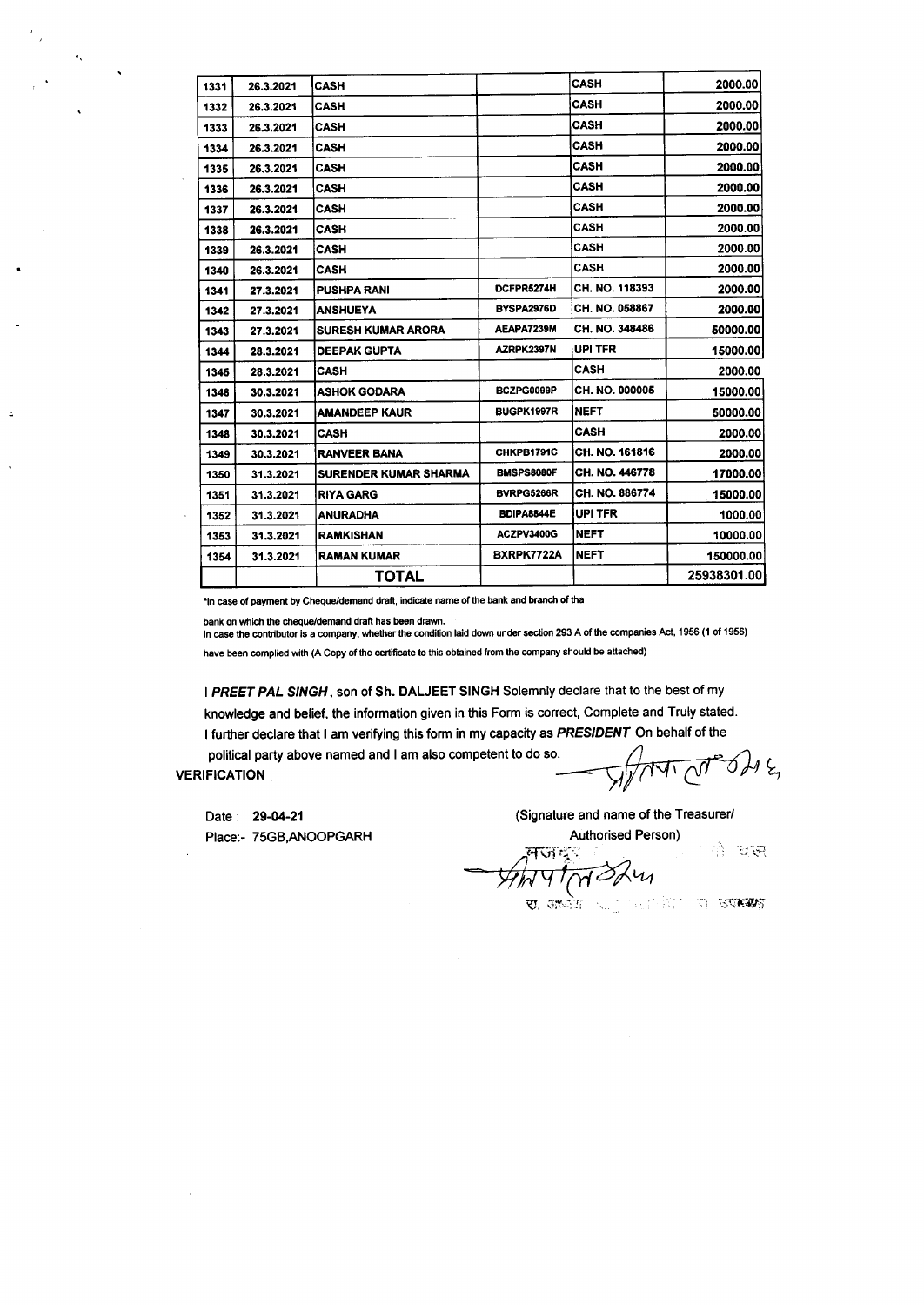| | | | | | |
|---|---|---|---|---|---|
| 1331 | 26.3.2021 | CASH | | CASH | 2000.00 |
| 1332 | 26.3.2021 | CASH | | CASH | 2000.00 |
| 1333 | 26.3.2021 | CASH | | CASH | 2000.00 |
| 1334 | 26.3.2021 | CASH | | CASH | 2000.00 |
| 1335 | 26.3.2021 | CASH | | CASH | 2000.00 |
| 1336 | 26.3.2021 | CASH | | CASH | 2000.00 |
| 1337 | 26.3.2021 | CASH | | CASH | 2000.00 |
| 1338 | 26.3.2021 | CASH | | CASH | 2000.00 |
| 1339 | 26.3.2021 | CASH | | CASH | 2000.00 |
| 1340 | 26.3.2021 | CASH | | CASH | 2000.00 |
| 1341 | 27.3.2021 | PUSHPA RANI | DCFPR5274H | CH. NO. 118393 | 2000.00 |
| 1342 | 27.3.2021 | ANSHUEYA | BYSPA2976D | CH. NO. 058867 | 2000.00 |
| 1343 | 27.3.2021 | SURESH KUMAR ARORA | AEAPA7239M | CH. NO. 348486 | 50000.00 |
| 1344 | 28.3.2021 | DEEPAK GUPTA | AZRPK2397N | UPI TFR | 15000.00 |
| 1345 | 28.3.2021 | CASH | | CASH | 2000.00 |
| 1346 | 30.3.2021 | ASHOK GODARA | BCZPG0099P | CH. NO. 000005 | 15000.00 |
| 1347 | 30.3.2021 | AMANDEEP KAUR | BUGPK1997R | NEFT | 50000.00 |
| 1348 | 30.3.2021 | CASH | | CASH | 2000.00 |
| 1349 | 30.3.2021 | RANVEER BANA | CHKPB1791C | CH. NO. 161816 | 2000.00 |
| 1350 | 31.3.2021 | SURENDER KUMAR SHARMA | BMSPS8080F | CH. NO. 446778 | 17000.00 |
| 1351 | 31.3.2021 | RIYA GARG | BVRPG5266R | CH. NO. 886774 | 15000.00 |
| 1352 | 31.3.2021 | ANURADHA | BDIPA8844E | UPI TFR | 1000.00 |
| 1353 | 31.3.2021 | RAMKISHAN | ACZPV3400G | NEFT | 10000.00 |
| 1354 | 31.3.2021 | RAMAN KUMAR | BXRPK7722A | NEFT | 150000.00 |
| | | **TOTAL** | | | 25938301.00 |

*In case of payment by Cheque/demand draft, indicate name of the bank and branch of tha bank on which the cheque/demand draft has been drawn.

In case the contributor is a company, whether the condition laid down under section 293 A of the companies Act, 1956 (1 of 1956) have been complied with (A Copy of the certificate to this obtained from the company should be attached)

I ***PREET PAL SINGH***, son of **Sh. DALJEET SINGH** Solemnly declare that to the best of my knowledge and belief, the information given in this Form is correct, Complete and Truly stated. I further declare that I am verifying this form in my capacity as ***PRESIDENT*** On behalf of the political party above named and I am also competent to do so.

**VERIFICATION**

Date **29-04-21**

Place:- 75GB,ANOOPGARH

(Signature and name of the Treasurer/ Authorised Person)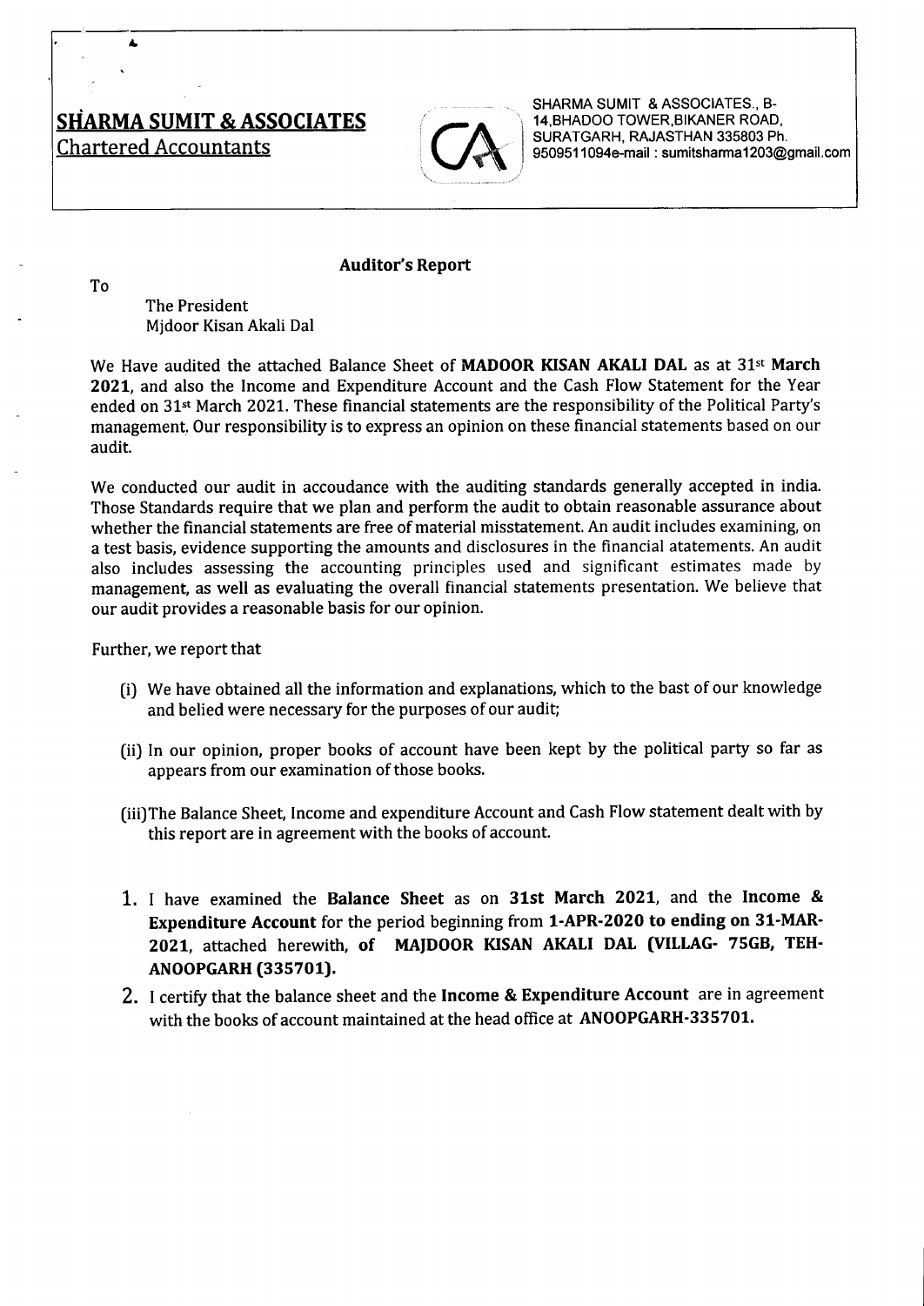**SHARMA SUMIT & ASSOCIATES**
Chartered Accountants

SHARMA SUMIT & ASSOCIATES., B-14,BHADOO TOWER,BIKANER ROAD, SURATGARH, RAJASTHAN 335803 Ph. 9509511094e-mail : sumitsharma1203@gmail.com

## Auditor's Report

To

The President
Mjdoor Kisan Akali Dal

We Have audited the attached Balance Sheet of **MADOOR KISAN AKALI DAL** as at 31st **March 2021**, and also the Income and Expenditure Account and the Cash Flow Statement for the Year ended on 31st March 2021. These financial statements are the responsibility of the Political Party's management. Our responsibility is to express an opinion on these financial statements based on our audit.

We conducted our audit in accoudance with the auditing standards generally accepted in india. Those Standards require that we plan and perform the audit to obtain reasonable assurance about whether the financial statements are free of material misstatement. An audit includes examining, on a test basis, evidence supporting the amounts and disclosures in the financial atatements. An audit also includes assessing the accounting principles used and significant estimates made by management, as well as evaluating the overall financial statements presentation. We believe that our audit provides a reasonable basis for our opinion.

Further, we report that

(i) We have obtained all the information and explanations, which to the bast of our knowledge and belied were necessary for the purposes of our audit;

(ii) In our opinion, proper books of account have been kept by the political party so far as appears from our examination of those books.

(iii)The Balance Sheet, Income and expenditure Account and Cash Flow statement dealt with by this report are in agreement with the books of account.

1. I have examined the **Balance Sheet** as on **31st March 2021**, and the **Income & Expenditure Account** for the period beginning from **1-APR-2020 to ending on 31-MAR-2021**, attached herewith, **of MAJDOOR KISAN AKALI DAL (VILLAG- 75GB, TEH-ANOOPGARH (335701).**
2. I certify that the balance sheet and the **Income & Expenditure Account** are in agreement with the books of account maintained at the head office at **ANOOPGARH-335701.**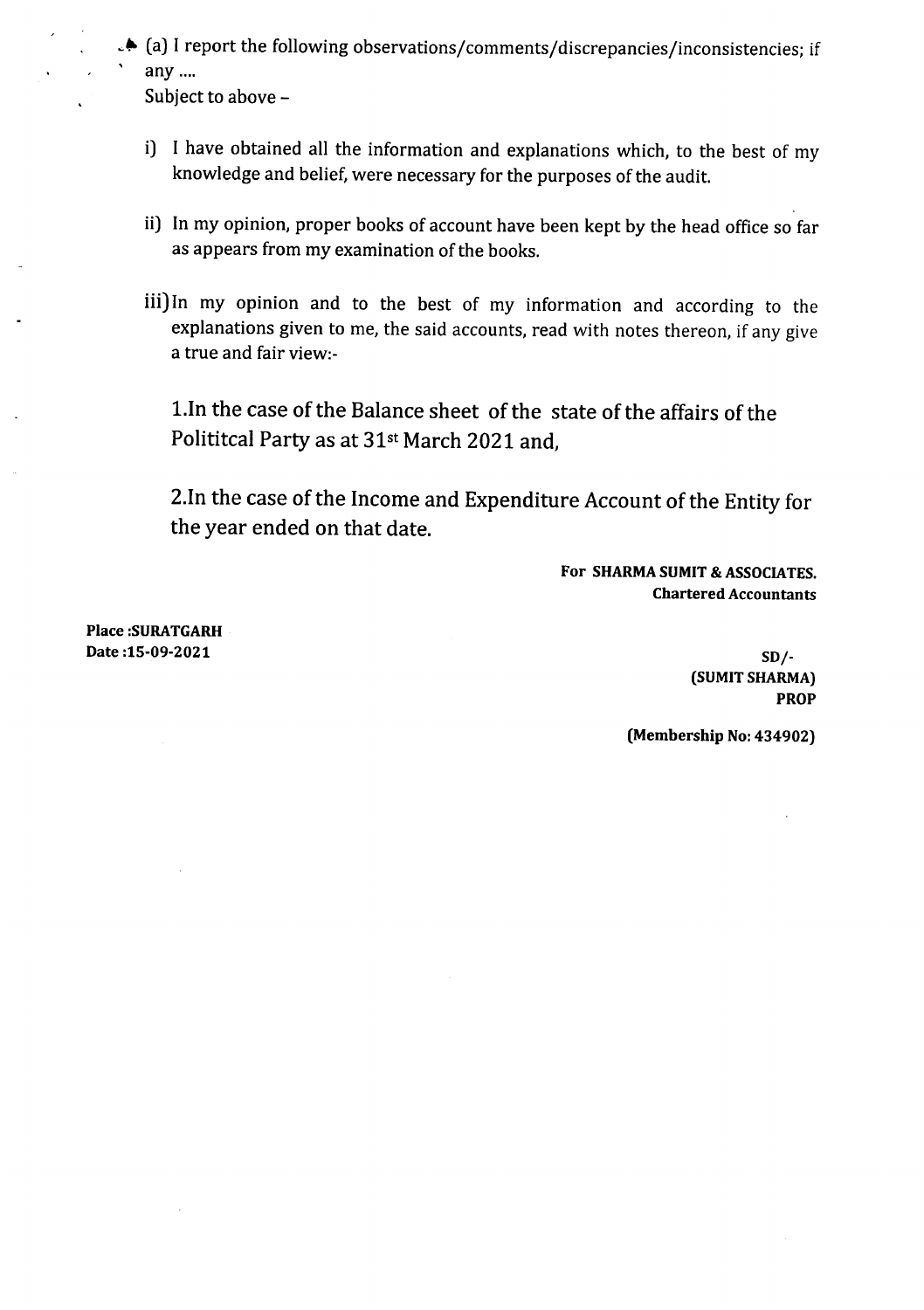(a) I report the following observations/comments/discrepancies/inconsistencies; if any ....

Subject to above –

i) I have obtained all the information and explanations which, to the best of my knowledge and belief, were necessary for the purposes of the audit.

ii) In my opinion, proper books of account have been kept by the head office so far as appears from my examination of the books.

iii) In my opinion and to the best of my information and according to the explanations given to me, the said accounts, read with notes thereon, if any give a true and fair view:-

1.In the case of the Balance sheet of the state of the affairs of the Polititcal Party as at 31st March 2021 and,

2.In the case of the Income and Expenditure Account of the Entity for the year ended on that date.

**For SHARMA SUMIT & ASSOCIATES.**
**Chartered Accountants**

**Place :SURATGARH**
**Date :15-09-2021**

**SD/-**
**(SUMIT SHARMA)**
**PROP**

**(Membership No: 434902)**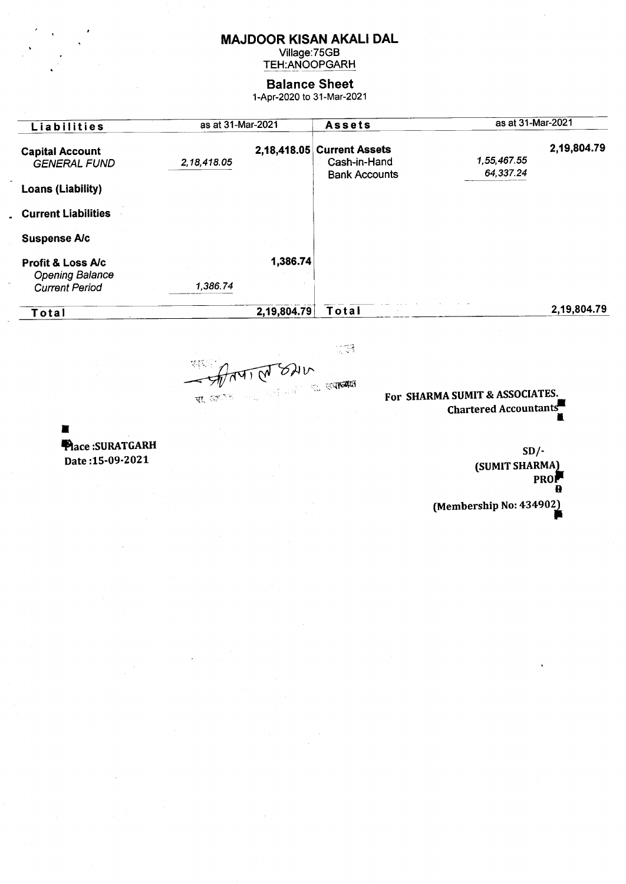# MAJDOOR KISAN AKALI DAL

Village:75GB

TEH:ANOOPGARH

## Balance Sheet

1-Apr-2020 to 31-Mar-2021

| Liabilities | as at 31-Mar-2021 | | Assets | as at 31-Mar-2021 | |
|---|---|---|---|---|---|
| **Capital Account** | | 2,18,418.05 | **Current Assets** | | 2,19,804.79 |
| *GENERAL FUND* | *2,18,418.05* | | Cash-in-Hand | *1,55,467.55* | |
| | | | Bank Accounts | *64,337.24* | |
| **Loans (Liability)** | | | | | |
| **Current Liabilities** | | | | | |
| **Suspense A/c** | | | | | |
| **Profit & Loss A/c** | | 1,386.74 | | | |
| *Opening Balance* | | | | | |
| *Current Period* | *1,386.74* | | | | |
| **Total** | | 2,19,804.79 | **Total** | | 2,19,804.79 |

For SHARMA SUMIT & ASSOCIATES.
Chartered Accountants

Place :SURATGARH
Date :15-09-2021

SD/-
(SUMIT SHARMA)
PROP

(Membership No: 434902)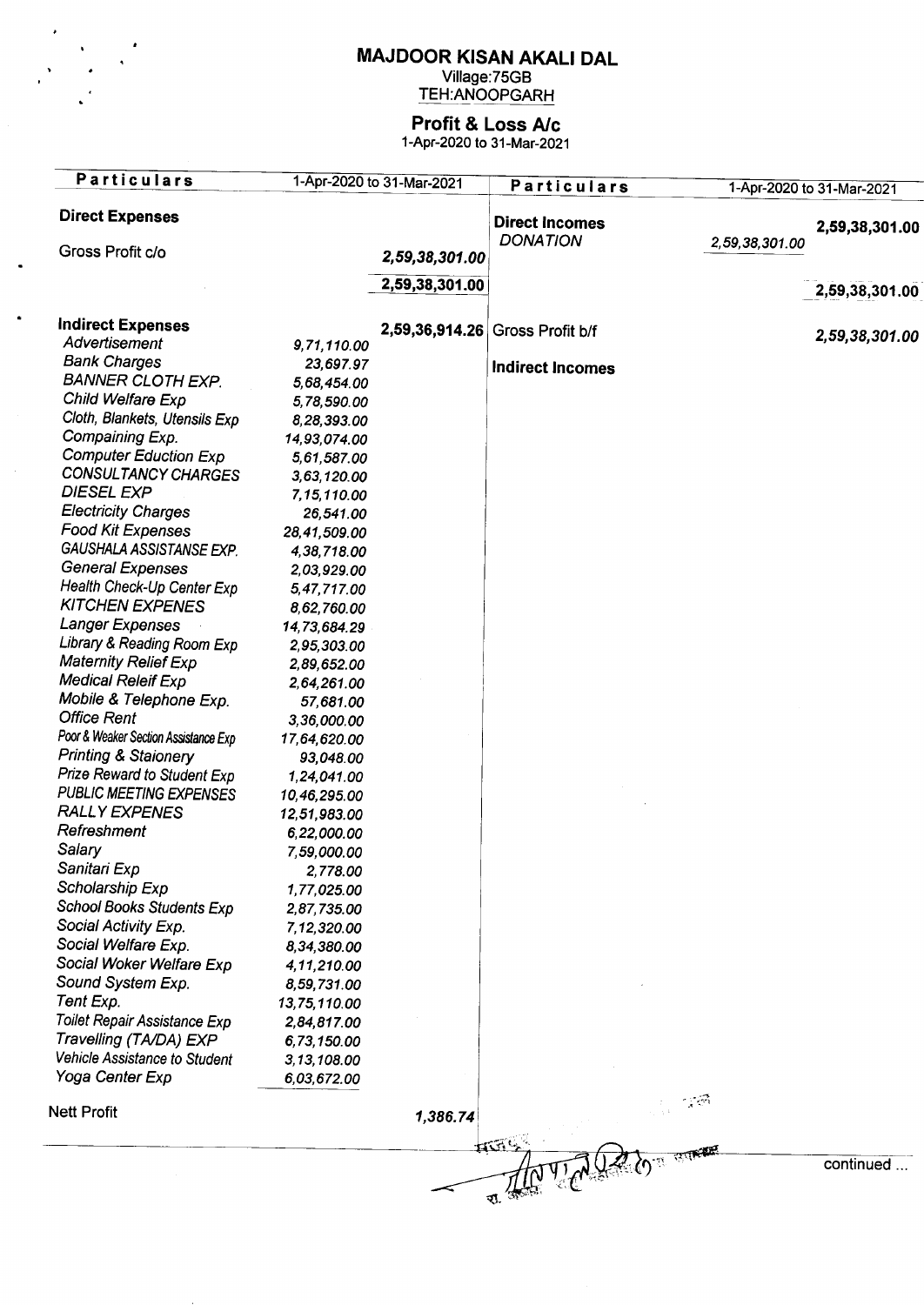# MAJDOOR KISAN AKALI DAL

Village:75GB
TEH:ANOOPGARH

## Profit & Loss A/c

1-Apr-2020 to 31-Mar-2021

| Particulars | 1-Apr-2020 to 31-Mar-2021 | | Particulars | 1-Apr-2020 to 31-Mar-2021 | |
|---|---|---|---|---|---|
| **Direct Expenses** | | | **Direct Incomes** | | **2,59,38,301.00** |
| | | | *DONATION* | *2,59,38,301.00* | |
| Gross Profit c/o | | *2,59,38,301.00* | | | |
| | | **2,59,38,301.00** | | | **2,59,38,301.00** |
| **Indirect Expenses** | | **2,59,36,914.26** | Gross Profit b/f | | ***2,59,38,301.00*** |
| *Advertisement* | *9,71,110.00* | | | | |
| *Bank Charges* | *23,697.97* | | **Indirect Incomes** | | |
| *BANNER CLOTH EXP.* | *5,68,454.00* | | | | |
| *Child Welfare Exp* | *5,78,590.00* | | | | |
| *Cloth, Blankets, Utensils Exp* | *8,28,393.00* | | | | |
| *Compaining Exp.* | *14,93,074.00* | | | | |
| *Computer Eduction Exp* | *5,61,587.00* | | | | |
| *CONSULTANCY CHARGES* | *3,63,120.00* | | | | |
| *DIESEL EXP* | *7,15,110.00* | | | | |
| *Electricity Charges* | *26,541.00* | | | | |
| *Food Kit Expenses* | *28,41,509.00* | | | | |
| *GAUSHALA ASSISTANSE EXP.* | *4,38,718.00* | | | | |
| *General Expenses* | *2,03,929.00* | | | | |
| *Health Check-Up Center Exp* | *5,47,717.00* | | | | |
| *KITCHEN EXPENES* | *8,62,760.00* | | | | |
| *Langer Expenses* | *14,73,684.29* | | | | |
| *Library & Reading Room Exp* | *2,95,303.00* | | | | |
| *Maternity Relief Exp* | *2,89,652.00* | | | | |
| *Medical Releif Exp* | *2,64,261.00* | | | | |
| *Mobile & Telephone Exp.* | *57,681.00* | | | | |
| *Office Rent* | *3,36,000.00* | | | | |
| *Poor & Weaker Section Assistance Exp* | *17,64,620.00* | | | | |
| *Printing & Staionery* | *93,048.00* | | | | |
| *Prize Reward to Student Exp* | *1,24,041.00* | | | | |
| *PUBLIC MEETING EXPENSES* | *10,46,295.00* | | | | |
| *RALLY EXPENES* | *12,51,983.00* | | | | |
| *Refreshment* | *6,22,000.00* | | | | |
| *Salary* | *7,59,000.00* | | | | |
| *Sanitari Exp* | *2,778.00* | | | | |
| *Scholarship Exp* | *1,77,025.00* | | | | |
| *School Books Students Exp* | *2,87,735.00* | | | | |
| *Social Activity Exp.* | *7,12,320.00* | | | | |
| *Social Welfare Exp.* | *8,34,380.00* | | | | |
| *Social Woker Welfare Exp* | *4,11,210.00* | | | | |
| *Sound System Exp.* | *8,59,731.00* | | | | |
| *Tent Exp.* | *13,75,110.00* | | | | |
| *Toilet Repair Assistance Exp* | *2,84,817.00* | | | | |
| *Travelling (TA/DA) EXP* | *6,73,150.00* | | | | |
| *Vehicle Assistance to Student* | *3,13,108.00* | | | | |
| *Yoga Center Exp* | *6,03,672.00* | | | | |
| Nett Profit | | *1,386.74* | | | |

continued ...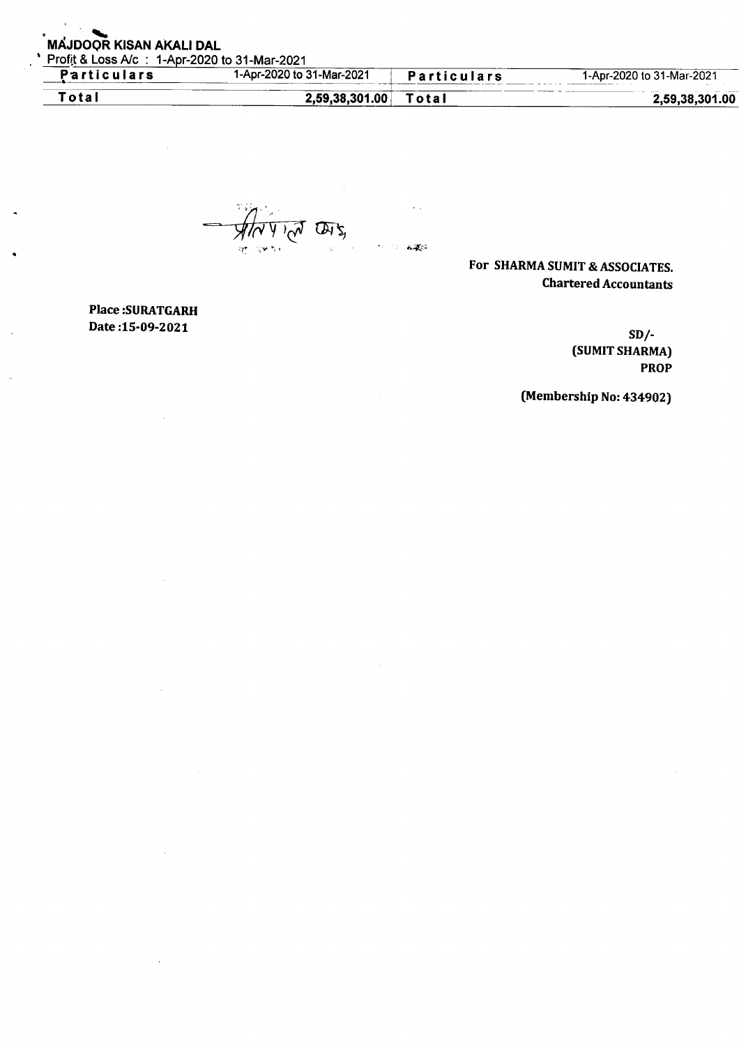**MAJDOOR KISAN AKALI DAL**

Profit & Loss A/c : 1-Apr-2020 to 31-Mar-2021

| Particulars | 1-Apr-2020 to 31-Mar-2021 | Particulars | 1-Apr-2020 to 31-Mar-2021 |
|---|---|---|---|
| **Total** | **2,59,38,301.00** | **Total** | **2,59,38,301.00** |

**For SHARMA SUMIT & ASSOCIATES.**
**Chartered Accountants**

**Place :SURATGARH**
**Date :15-09-2021**

**SD/-**
**(SUMIT SHARMA)**
**PROP**

**(Membership No: 434902)**